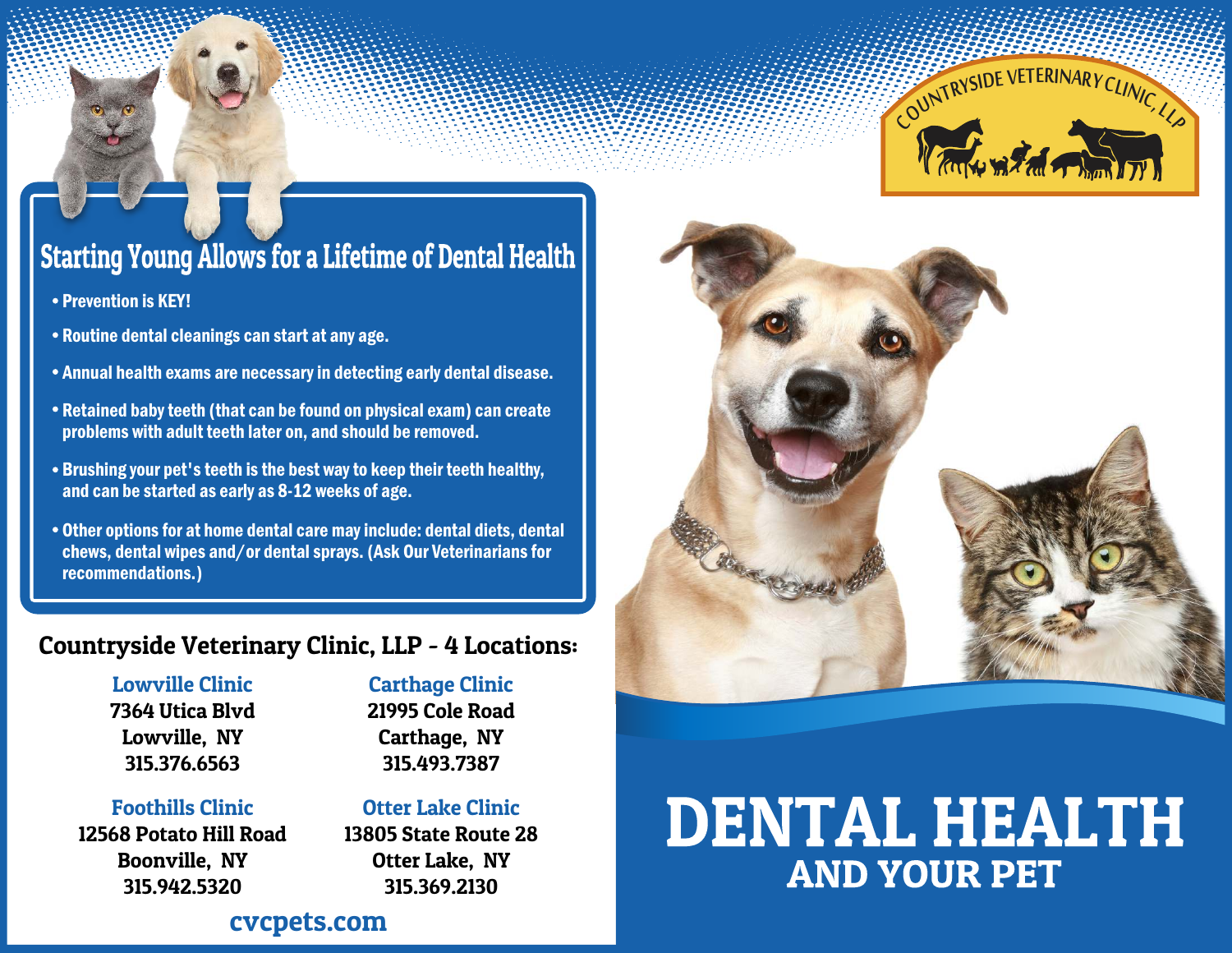# DENTAL HEALTH

## AND YOUR PET

COUNTRYSIDE VETERINARY CLINIC, LLP

## Starting Young Allows for a Lifetime of Dental Health

- Prevention is KEY!
- Routine dental cleanings can start at any age.
- Annual health exams are necessary in detecting early dental disease.
- Retained baby teeth (that can be found on physical exam) can create problems with adult teeth later on, and should be removed.
- Brushing your pet's teeth is the best way to keep their teeth healthy, and can be started as early as 8-12 weeks of age.
- Other options for at home dental care may include: dental diets, dental chews, dental wipes and/or dental sprays. (Ask Our Veterinarians for recommendations.)

## Countryside Veterinary Clinic, LLP - 4 Locations:

**Lowville Clinic**
7364 Utica Blvd
Lowville, NY
315.376.6563

**Carthage Clinic**
21995 Cole Road
Carthage, NY
315.493.7387

**Foothills Clinic**
12568 Potato Hill Road
Boonville, NY
315.942.5320

**Otter Lake Clinic**
13805 State Route 28
Otter Lake, NY
315.369.2130

cvcpets.com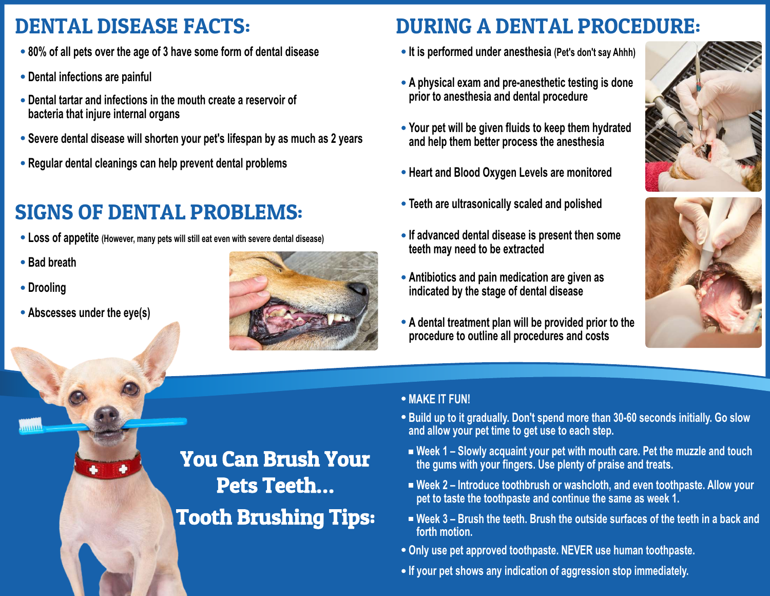## DENTAL DISEASE FACTS:

- 80% of all pets over the age of 3 have some form of dental disease
- Dental infections are painful
- Dental tartar and infections in the mouth create a reservoir of bacteria that injure internal organs
- Severe dental disease will shorten your pet's lifespan by as much as 2 years
- Regular dental cleanings can help prevent dental problems

## SIGNS OF DENTAL PROBLEMS:

- Loss of appetite (However, many pets will still eat even with severe dental disease)
- Bad breath
- Drooling
- Abscesses under the eye(s)

## DURING A DENTAL PROCEDURE:

- It is performed under anesthesia (Pet's don't say Ahhh)
- A physical exam and pre-anesthetic testing is done prior to anesthesia and dental procedure
- Your pet will be given fluids to keep them hydrated and help them better process the anesthesia
- Heart and Blood Oxygen Levels are monitored
- Teeth are ultrasonically scaled and polished
- If advanced dental disease is present then some teeth may need to be extracted
- Antibiotics and pain medication are given as indicated by the stage of dental disease
- A dental treatment plan will be provided prior to the procedure to outline all procedures and costs

## You Can Brush Your Pets Teeth...

## Tooth Brushing Tips:

- MAKE IT FUN!
- Build up to it gradually. Don't spend more than 30-60 seconds initially. Go slow and allow your pet time to get use to each step.
  - Week 1 – Slowly acquaint your pet with mouth care. Pet the muzzle and touch the gums with your fingers. Use plenty of praise and treats.
  - Week 2 – Introduce toothbrush or washcloth, and even toothpaste. Allow your pet to taste the toothpaste and continue the same as week 1.
  - Week 3 – Brush the teeth. Brush the outside surfaces of the teeth in a back and forth motion.
- Only use pet approved toothpaste. NEVER use human toothpaste.
- If your pet shows any indication of aggression stop immediately.